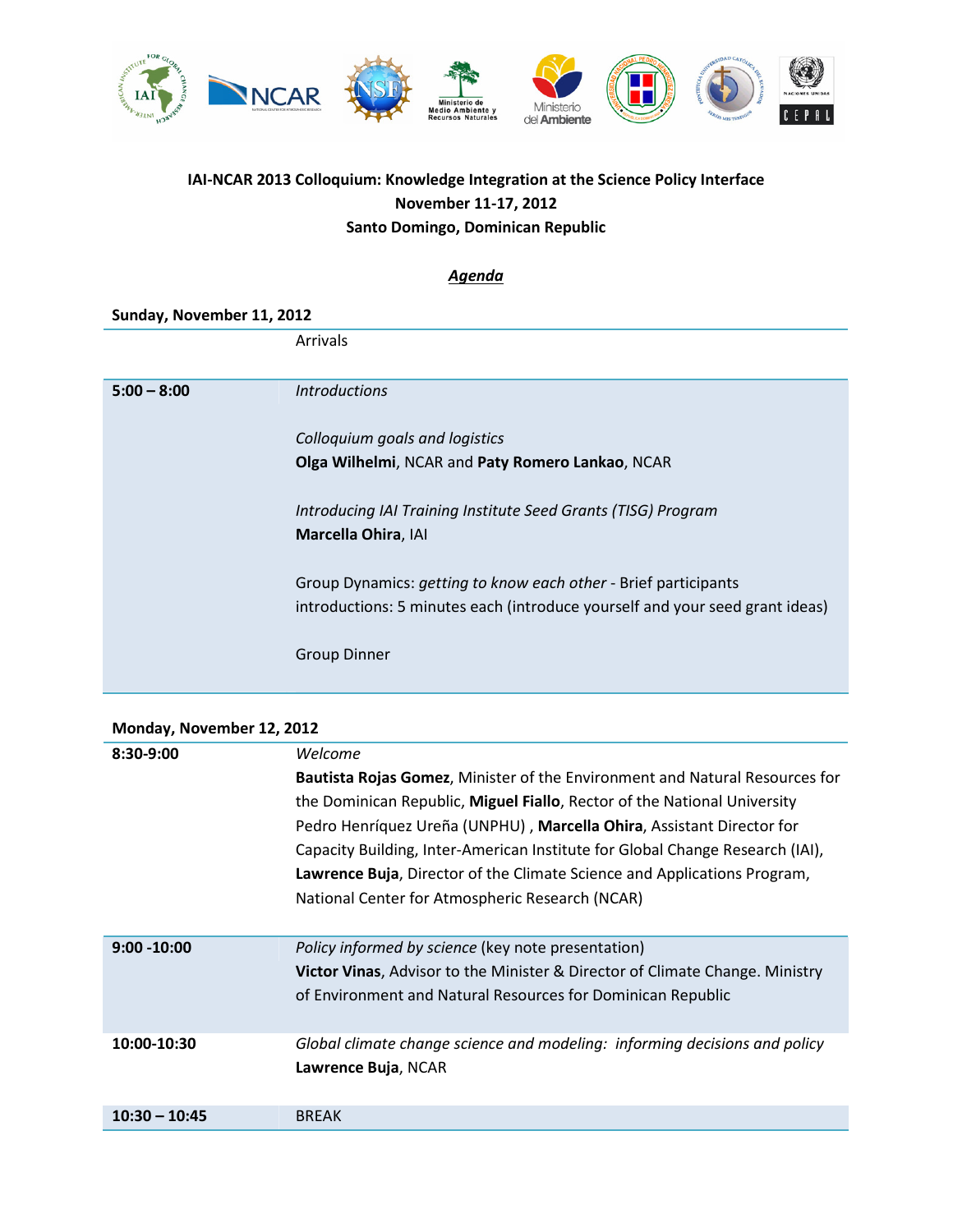**IAI-NCAR 2013 Colloquium: Knowledge Integration at the Science Policy Interface**
**November 11-17, 2012**
**Santo Domingo, Dominican Republic**

***Agenda***

**Sunday, November 11, 2012**

| | |
|---|---|
| | Arrivals |
| **5:00 – 8:00** | *Introductions*<br><br>*Colloquium goals and logistics*<br>**Olga Wilhelmi**, NCAR and **Paty Romero Lankao**, NCAR<br><br>*Introducing IAI Training Institute Seed Grants (TISG) Program*<br>**Marcella Ohira**, IAI<br><br>Group Dynamics: *getting to know each other* - Brief participants introductions: 5 minutes each (introduce yourself and your seed grant ideas)<br><br>Group Dinner |

**Monday, November 12, 2012**

| | |
|---|---|
| **8:30-9:00** | *Welcome*<br>**Bautista Rojas Gomez**, Minister of the Environment and Natural Resources for the Dominican Republic, **Miguel Fiallo**, Rector of the National University Pedro Henríquez Ureña (UNPHU) , **Marcella Ohira**, Assistant Director for Capacity Building, Inter-American Institute for Global Change Research (IAI), **Lawrence Buja**, Director of the Climate Science and Applications Program, National Center for Atmospheric Research (NCAR) |
| **9:00 -10:00** | *Policy informed by science* (key note presentation)<br>**Victor Vinas**, Advisor to the Minister & Director of Climate Change. Ministry of Environment and Natural Resources for Dominican Republic |
| **10:00-10:30** | *Global climate change science and modeling: informing decisions and policy*<br>**Lawrence Buja**, NCAR |
| **10:30 – 10:45** | BREAK |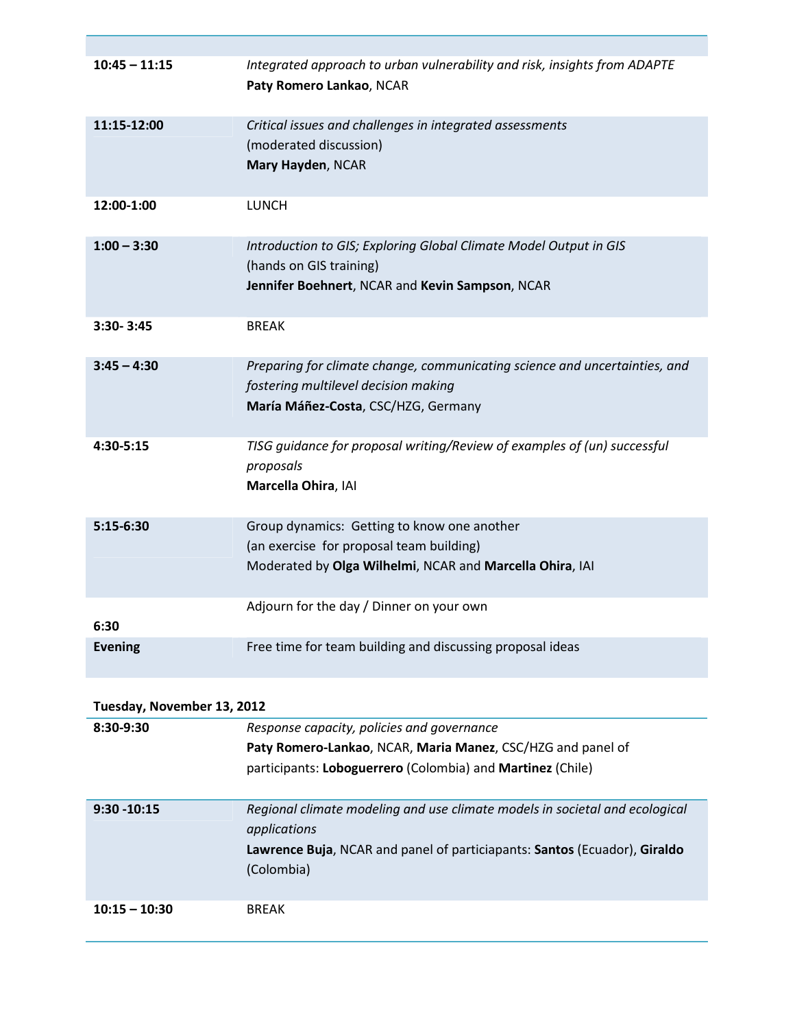| | |
|---|---|
| **10:45 – 11:15** | *Integrated approach to urban vulnerability and risk, insights from ADAPTE*<br>**Paty Romero Lankao**, NCAR |
| **11:15-12:00** | *Critical issues and challenges in integrated assessments*<br>(moderated discussion)<br>**Mary Hayden**, NCAR |
| **12:00-1:00** | LUNCH |
| **1:00 – 3:30** | *Introduction to GIS; Exploring Global Climate Model Output in GIS*<br>(hands on GIS training)<br>**Jennifer Boehnert**, NCAR and **Kevin Sampson**, NCAR |
| **3:30- 3:45** | BREAK |
| **3:45 – 4:30** | *Preparing for climate change, communicating science and uncertainties, and fostering multilevel decision making*<br>**María Máñez-Costa**, CSC/HZG, Germany |
| **4:30-5:15** | *TISG guidance for proposal writing/Review of examples of (un) successful proposals*<br>**Marcella Ohira**, IAI |
| **5:15-6:30** | Group dynamics: Getting to know one another<br>(an exercise for proposal team building)<br>Moderated by **Olga Wilhelmi**, NCAR and **Marcella Ohira**, IAI |
| **6:30** | Adjourn for the day / Dinner on your own |
| **Evening** | Free time for team building and discussing proposal ideas |

**Tuesday, November 13, 2012**

| | |
|---|---|
| **8:30-9:30** | *Response capacity, policies and governance*<br>**Paty Romero-Lankao**, NCAR, **Maria Manez**, CSC/HZG and panel of participants: **Loboguerrero** (Colombia) and **Martinez** (Chile) |
| **9:30 -10:15** | *Regional climate modeling and use climate models in societal and ecological applications*<br>**Lawrence Buja**, NCAR and panel of particiapants: **Santos** (Ecuador), **Giraldo** (Colombia) |
| **10:15 – 10:30** | BREAK |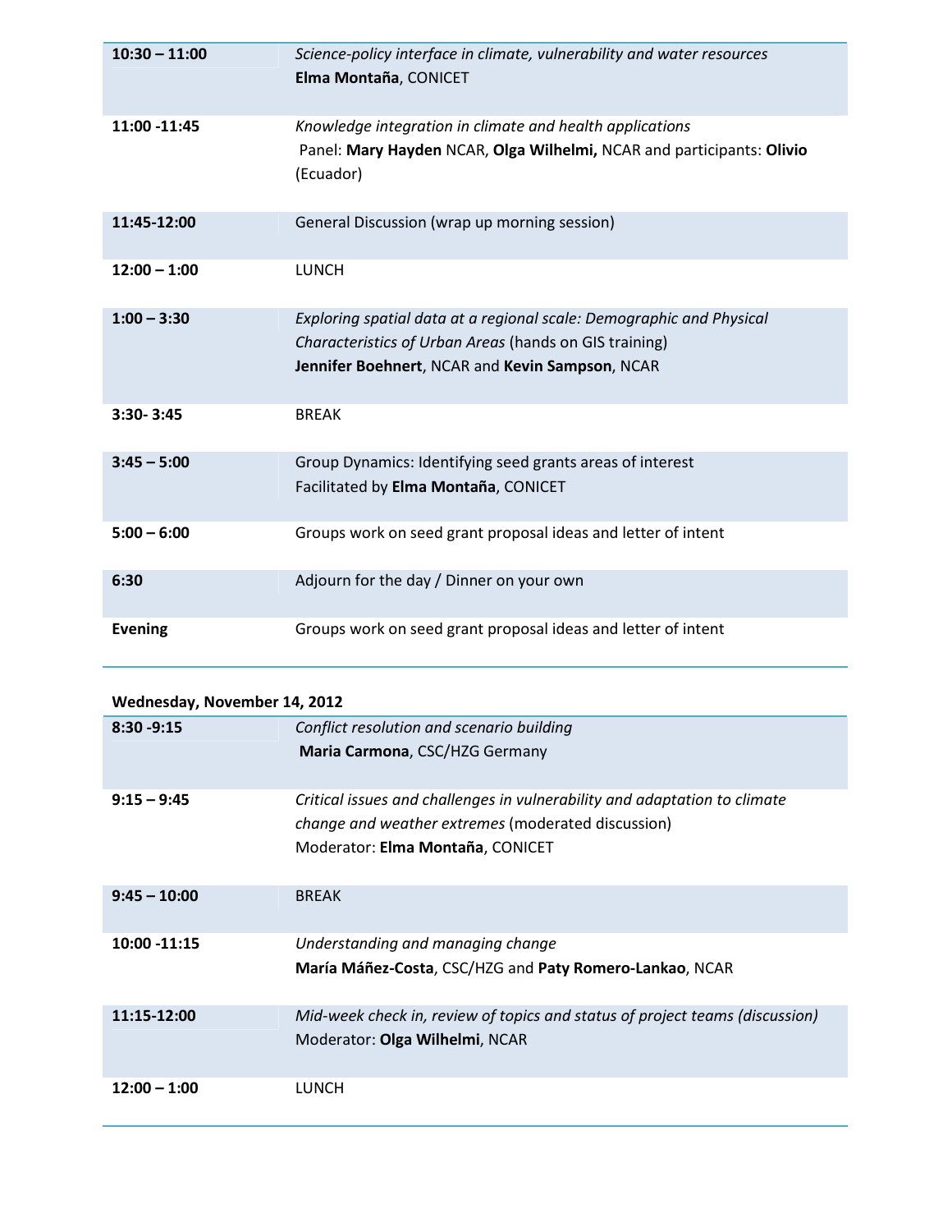| | |
|---|---|
| **10:30 – 11:00** | *Science-policy interface in climate, vulnerability and water resources*<br>**Elma Montaña**, CONICET |
| **11:00 -11:45** | *Knowledge integration in climate and health applications*<br>Panel: **Mary Hayden** NCAR, **Olga Wilhelmi,** NCAR and participants: **Olivio** (Ecuador) |
| **11:45-12:00** | General Discussion (wrap up morning session) |
| **12:00 – 1:00** | LUNCH |
| **1:00 – 3:30** | *Exploring spatial data at a regional scale: Demographic and Physical Characteristics of Urban Areas* (hands on GIS training)<br>**Jennifer Boehnert**, NCAR and **Kevin Sampson**, NCAR |
| **3:30- 3:45** | BREAK |
| **3:45 – 5:00** | Group Dynamics: Identifying seed grants areas of interest<br>Facilitated by **Elma Montaña**, CONICET |
| **5:00 – 6:00** | Groups work on seed grant proposal ideas and letter of intent |
| **6:30** | Adjourn for the day / Dinner on your own |
| **Evening** | Groups work on seed grant proposal ideas and letter of intent |

**Wednesday, November 14, 2012**

| | |
|---|---|
| **8:30 -9:15** | *Conflict resolution and scenario building*<br>**Maria Carmona**, CSC/HZG Germany |
| **9:15 – 9:45** | *Critical issues and challenges in vulnerability and adaptation to climate change and weather extremes* (moderated discussion)<br>Moderator: **Elma Montaña**, CONICET |
| **9:45 – 10:00** | BREAK |
| **10:00 -11:15** | *Understanding and managing change*<br>**María Máñez-Costa**, CSC/HZG and **Paty Romero-Lankao**, NCAR |
| **11:15-12:00** | *Mid-week check in, review of topics and status of project teams (discussion)*<br>Moderator: **Olga Wilhelmi**, NCAR |
| **12:00 – 1:00** | LUNCH |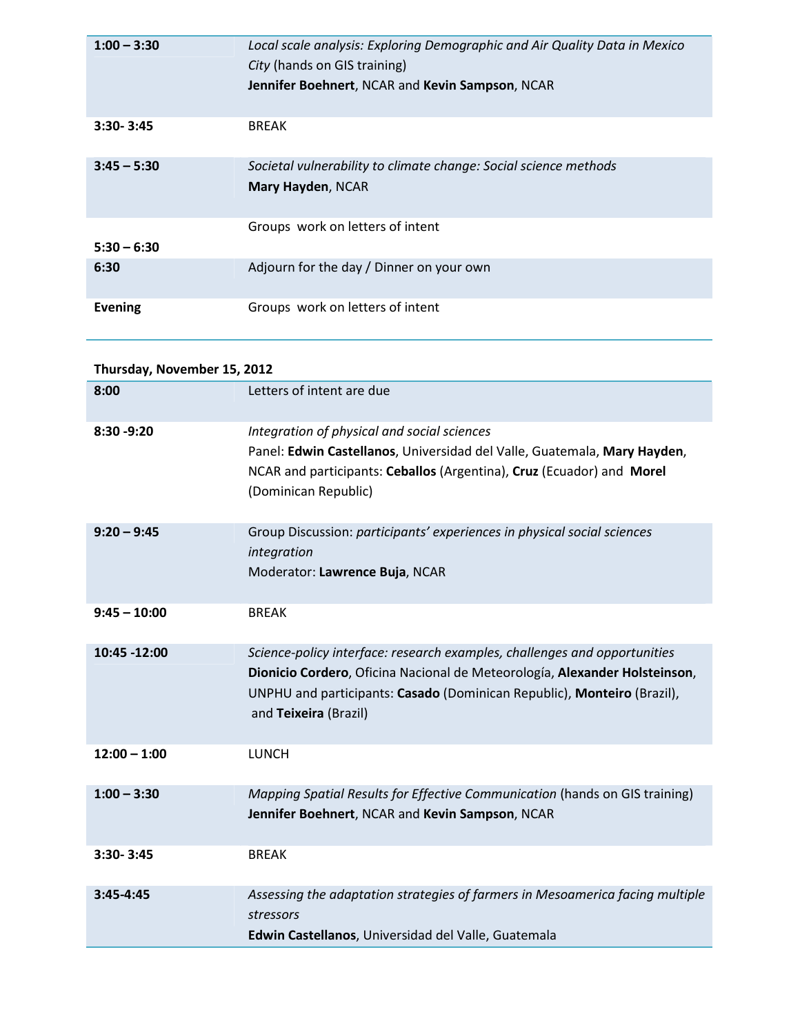| | |
|---|---|
| **1:00 – 3:30** | *Local scale analysis: Exploring Demographic and Air Quality Data in Mexico City* (hands on GIS training)<br>**Jennifer Boehnert**, NCAR and **Kevin Sampson**, NCAR |
| **3:30- 3:45** | BREAK |
| **3:45 – 5:30** | *Societal vulnerability to climate change: Social science methods*<br>**Mary Hayden**, NCAR |
| **5:30 – 6:30** | Groups work on letters of intent |
| **6:30** | Adjourn for the day / Dinner on your own |
| **Evening** | Groups work on letters of intent |

**Thursday, November 15, 2012**

| | |
|---|---|
| **8:00** | Letters of intent are due |
| **8:30 -9:20** | *Integration of physical and social sciences*<br>Panel: **Edwin Castellanos**, Universidad del Valle, Guatemala, **Mary Hayden**, NCAR and participants: **Ceballos** (Argentina), **Cruz** (Ecuador) and **Morel** (Dominican Republic) |
| **9:20 – 9:45** | Group Discussion: *participants' experiences in physical social sciences integration*<br>Moderator: **Lawrence Buja**, NCAR |
| **9:45 – 10:00** | BREAK |
| **10:45 -12:00** | *Science-policy interface: research examples, challenges and opportunities*<br>**Dionicio Cordero**, Oficina Nacional de Meteorología, **Alexander Holsteinson**, UNPHU and participants: **Casado** (Dominican Republic), **Monteiro** (Brazil), and **Teixeira** (Brazil) |
| **12:00 – 1:00** | LUNCH |
| **1:00 – 3:30** | *Mapping Spatial Results for Effective Communication* (hands on GIS training)<br>**Jennifer Boehnert**, NCAR and **Kevin Sampson**, NCAR |
| **3:30- 3:45** | BREAK |
| **3:45-4:45** | *Assessing the adaptation strategies of farmers in Mesoamerica facing multiple stressors*<br>**Edwin Castellanos**, Universidad del Valle, Guatemala |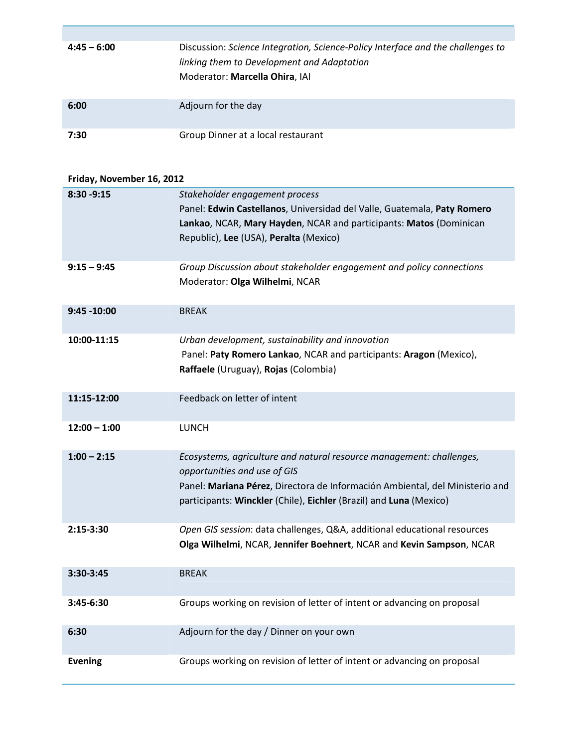| | |
|---|---|
| **4:45 – 6:00** | Discussion: *Science Integration, Science-Policy Interface and the challenges to linking them to Development and Adaptation*<br>Moderator: **Marcella Ohira**, IAI |
| **6:00** | Adjourn for the day |
| **7:30** | Group Dinner at a local restaurant |

**Friday, November 16, 2012**

| | |
|---|---|
| **8:30 -9:15** | *Stakeholder engagement process*<br>Panel: **Edwin Castellanos**, Universidad del Valle, Guatemala, **Paty Romero Lankao**, NCAR, **Mary Hayden**, NCAR and participants: **Matos** (Dominican Republic), **Lee** (USA), **Peralta** (Mexico) |
| **9:15 – 9:45** | *Group Discussion about stakeholder engagement and policy connections*<br>Moderator: **Olga Wilhelmi**, NCAR |
| **9:45 -10:00** | BREAK |
| **10:00-11:15** | *Urban development, sustainability and innovation*<br>Panel: **Paty Romero Lankao**, NCAR and participants: **Aragon** (Mexico), **Raffaele** (Uruguay), **Rojas** (Colombia) |
| **11:15-12:00** | Feedback on letter of intent |
| **12:00 – 1:00** | LUNCH |
| **1:00 – 2:15** | *Ecosystems, agriculture and natural resource management: challenges, opportunities and use of GIS*<br>Panel: **Mariana Pérez**, Directora de Información Ambiental, del Ministerio and participants: **Winckler** (Chile), **Eichler** (Brazil) and **Luna** (Mexico) |
| **2:15-3:30** | *Open GIS session*: data challenges, Q&A, additional educational resources<br>**Olga Wilhelmi**, NCAR, **Jennifer Boehnert**, NCAR and **Kevin Sampson**, NCAR |
| **3:30-3:45** | BREAK |
| **3:45-6:30** | Groups working on revision of letter of intent or advancing on proposal |
| **6:30** | Adjourn for the day / Dinner on your own |
| **Evening** | Groups working on revision of letter of intent or advancing on proposal |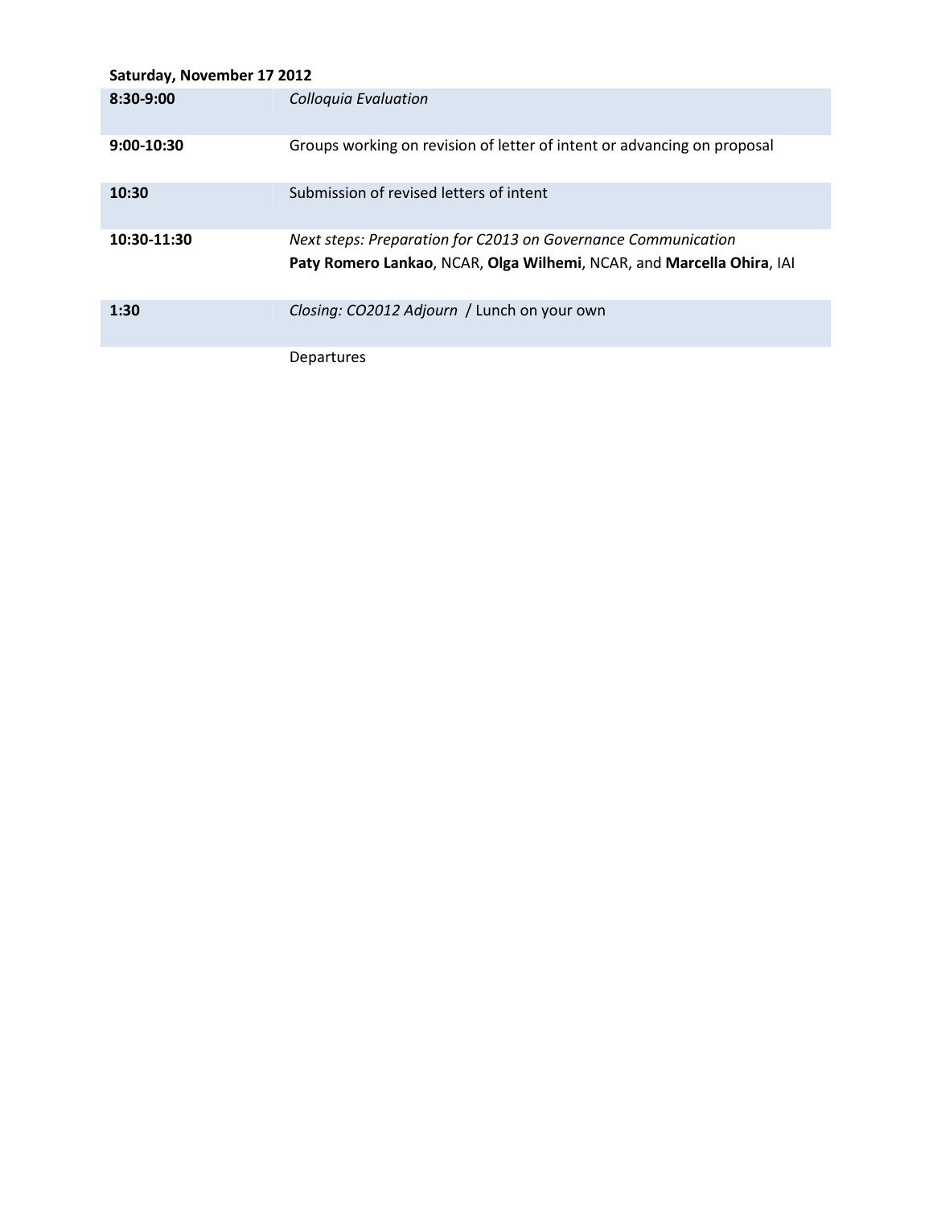**Saturday, November 17 2012**

| | |
|---|---|
| **8:30-9:00** | *Colloquia Evaluation* |
| **9:00-10:30** | Groups working on revision of letter of intent or advancing on proposal |
| **10:30** | Submission of revised letters of intent |
| **10:30-11:30** | *Next steps: Preparation for C2013 on Governance Communication*<br>**Paty Romero Lankao**, NCAR, **Olga Wilhemi**, NCAR, and **Marcella Ohira**, IAI |
| **1:30** | *Closing: CO2012 Adjourn* / Lunch on your own |
| | Departures |